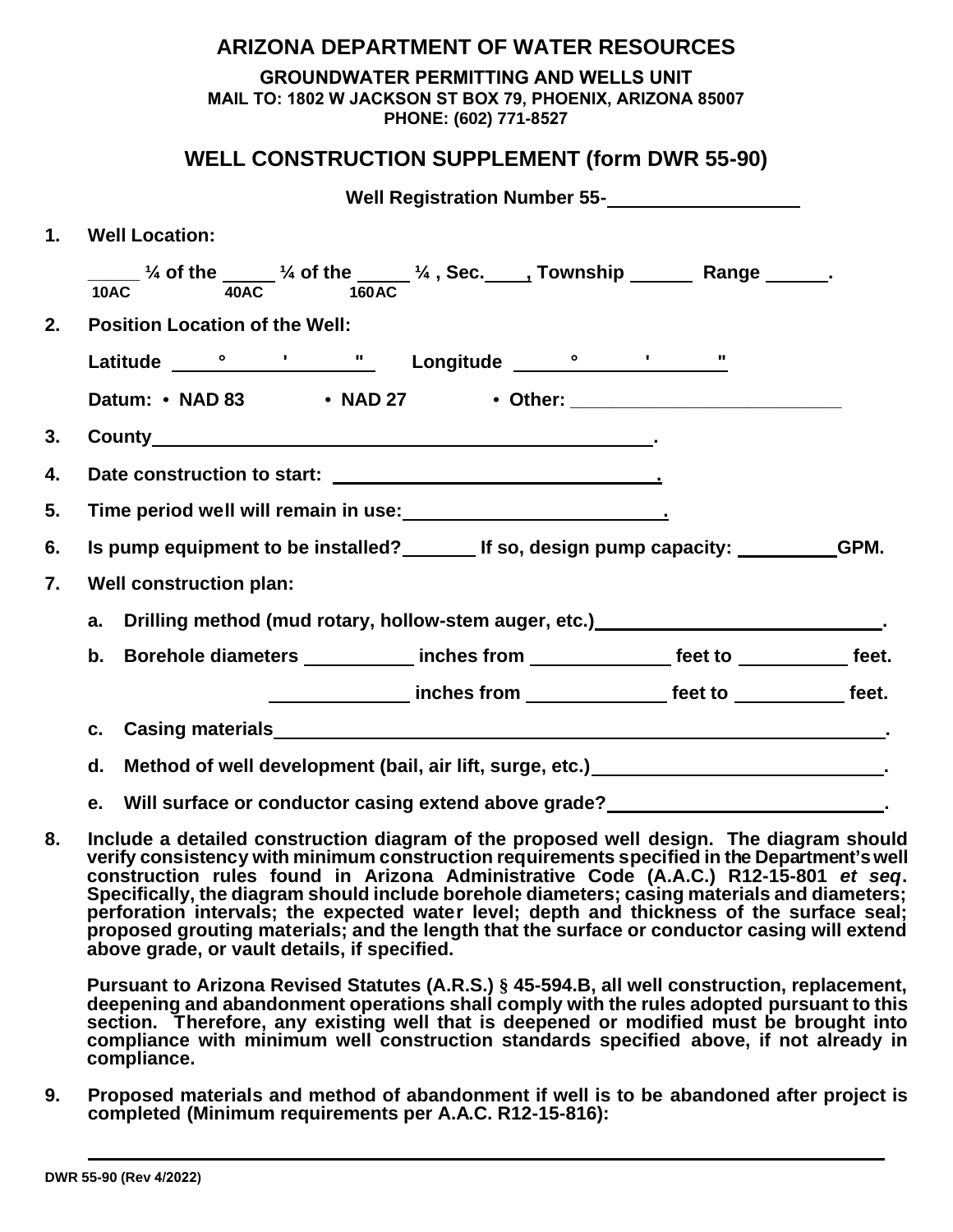# ARIZONA DEPARTMENT OF WATER RESOURCES

**GROUNDWATER PERMITTING AND WELLS UNIT**
**MAIL TO: 1802 W JACKSON ST BOX 79, PHOENIX, ARIZONA 85007**
**PHONE: (602) 771-8527**

## WELL CONSTRUCTION SUPPLEMENT (form DWR 55-90)

**Well Registration Number 55-__________________**

1. **Well Location:**

   _____ ¼ of the _____ ¼ of the _____ ¼ , Sec.____, Township ______ Range ______.
   10AC 40AC 160AC

2. **Position Location of the Well:**

   Latitude _____° _______' _______" Longitude _____° _______' _______"

   Datum: • NAD 83 • NAD 27 • Other: __________________________

3. **County**__________________________________________________.

4. **Date construction to start:** _______________________________.

5. **Time period well will remain in use:**_________________________.

6. **Is pump equipment to be installed?**_______ **If so, design pump capacity:** _________**GPM.**

7. **Well construction plan:**

   a. **Drilling method (mud rotary, hollow-stem auger, etc.)**___________________________.

   b. **Borehole diameters** __________ **inches from** _____________ **feet to** __________ **feet.**

      _____________ **inches from** _____________ **feet to** __________ **feet.**

   c. **Casing materials**____________________________________________________________.

   d. **Method of well development (bail, air lift, surge, etc.)**___________________________.

   e. **Will surface or conductor casing extend above grade?**__________________________.

8. **Include a detailed construction diagram of the proposed well design. The diagram should verify consistency with minimum construction requirements specified in the Department's well construction rules found in Arizona Administrative Code (A.A.C.) R12-15-801 *et seq*. Specifically, the diagram should include borehole diameters; casing materials and diameters; perforation intervals; the expected water level; depth and thickness of the surface seal; proposed grouting materials; and the length that the surface or conductor casing will extend above grade, or vault details, if specified.**

   **Pursuant to Arizona Revised Statutes (A.R.S.) § 45-594.B, all well construction, replacement, deepening and abandonment operations shall comply with the rules adopted pursuant to this section. Therefore, any existing well that is deepened or modified must be brought into compliance with minimum well construction standards specified above, if not already in compliance.**

9. **Proposed materials and method of abandonment if well is to be abandoned after project is completed (Minimum requirements per A.A.C. R12-15-816):**

   ______________________________________________________________________________

DWR 55-90 (Rev 4/2022)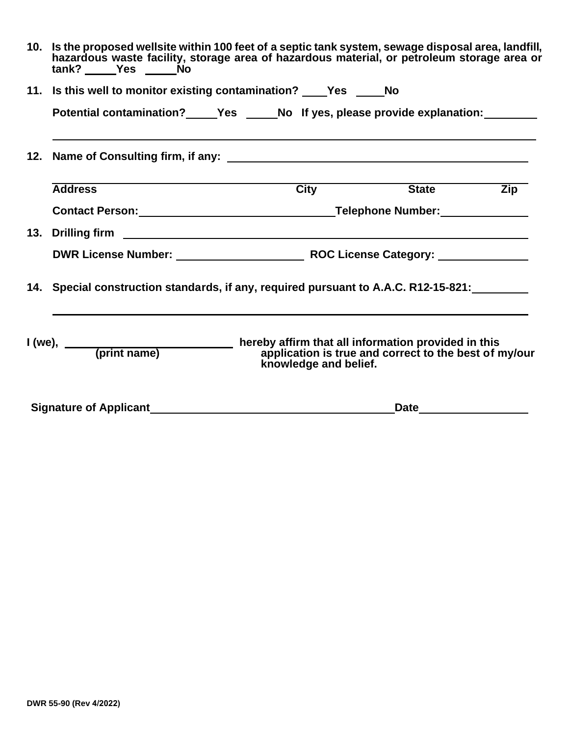10. **Is the proposed wellsite within 100 feet of a septic tank system, sewage disposal area, landfill, hazardous waste facility, storage area of hazardous material, or petroleum storage area or tank? _____ Yes _____ No**

11. **Is this well to monitor existing contamination? ____ Yes ____ No**

    **Potential contamination? _____ Yes _____ No If yes, please provide explanation: ________**

    ______________________________________________________________________

12. **Name of Consulting firm, if any: ________________________________________**

    ______________________________________________________________________
    **Address City State Zip**

    **Contact Person: ______________________________ Telephone Number: ______________**

13. **Drilling firm ____________________________________________________________**

    **DWR License Number: ____________________ ROC License Category: ______________**

14. **Special construction standards, if any, required pursuant to A.A.C. R12-15-821: ________**

    ______________________________________________________________________

**I (we), ___________________________ hereby affirm that all information provided in this application is true and correct to the best of my/our knowledge and belief.**
**(print name)**

**Signature of Applicant ______________________________________ Date _________________**

**DWR 55-90 (Rev 4/2022)**